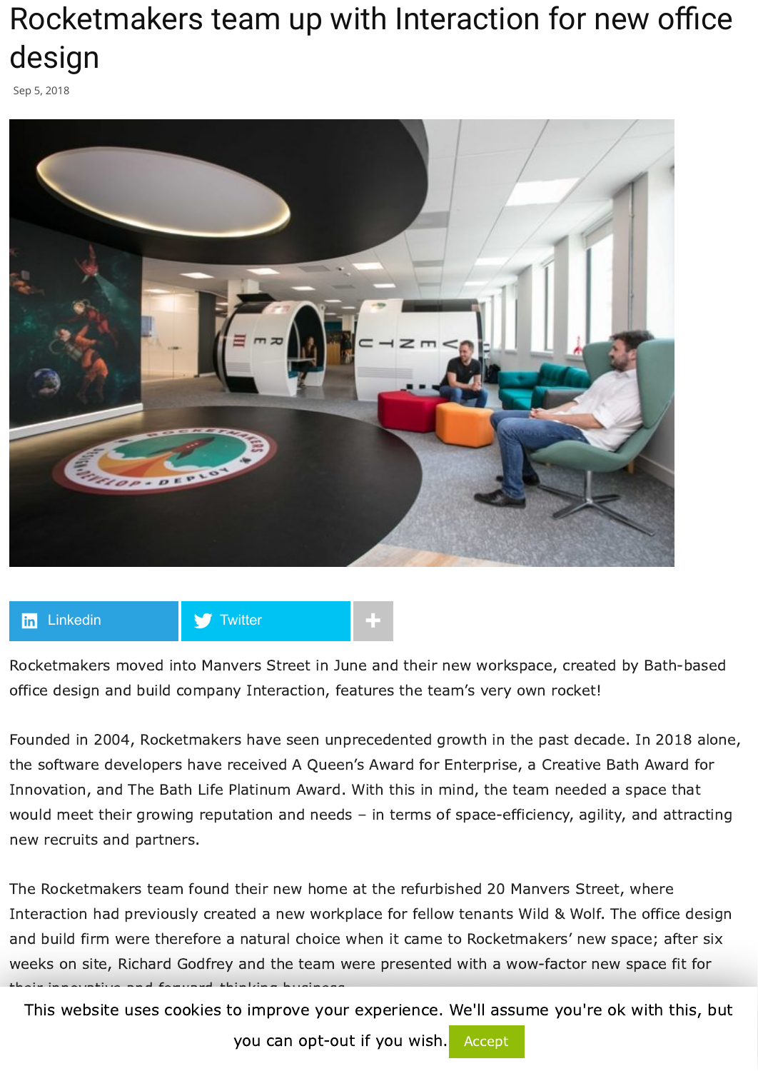# Rocketmakers team up with Interaction for new office design

Sep 5, 2018

Rocketmakers moved into Manvers Street in June and their new workspace, created by Bath-based office design and build company Interaction, features the team's very own rocket!

Founded in 2004, Rocketmakers have seen unprecedented growth in the past decade. In 2018 alone, the software developers have received A Queen's Award for Enterprise, a Creative Bath Award for Innovation, and The Bath Life Platinum Award. With this in mind, the team needed a space that would meet their growing reputation and needs – in terms of space-efficiency, agility, and attracting new recruits and partners.

The Rocketmakers team found their new home at the refurbished 20 Manvers Street, where Interaction had previously created a new workplace for fellow tenants Wild & Wolf. The office design and build firm were therefore a natural choice when it came to Rocketmakers' new space; after six weeks on site, Richard Godfrey and the team were presented with a wow-factor new space fit for their innovative and forward-thinking business.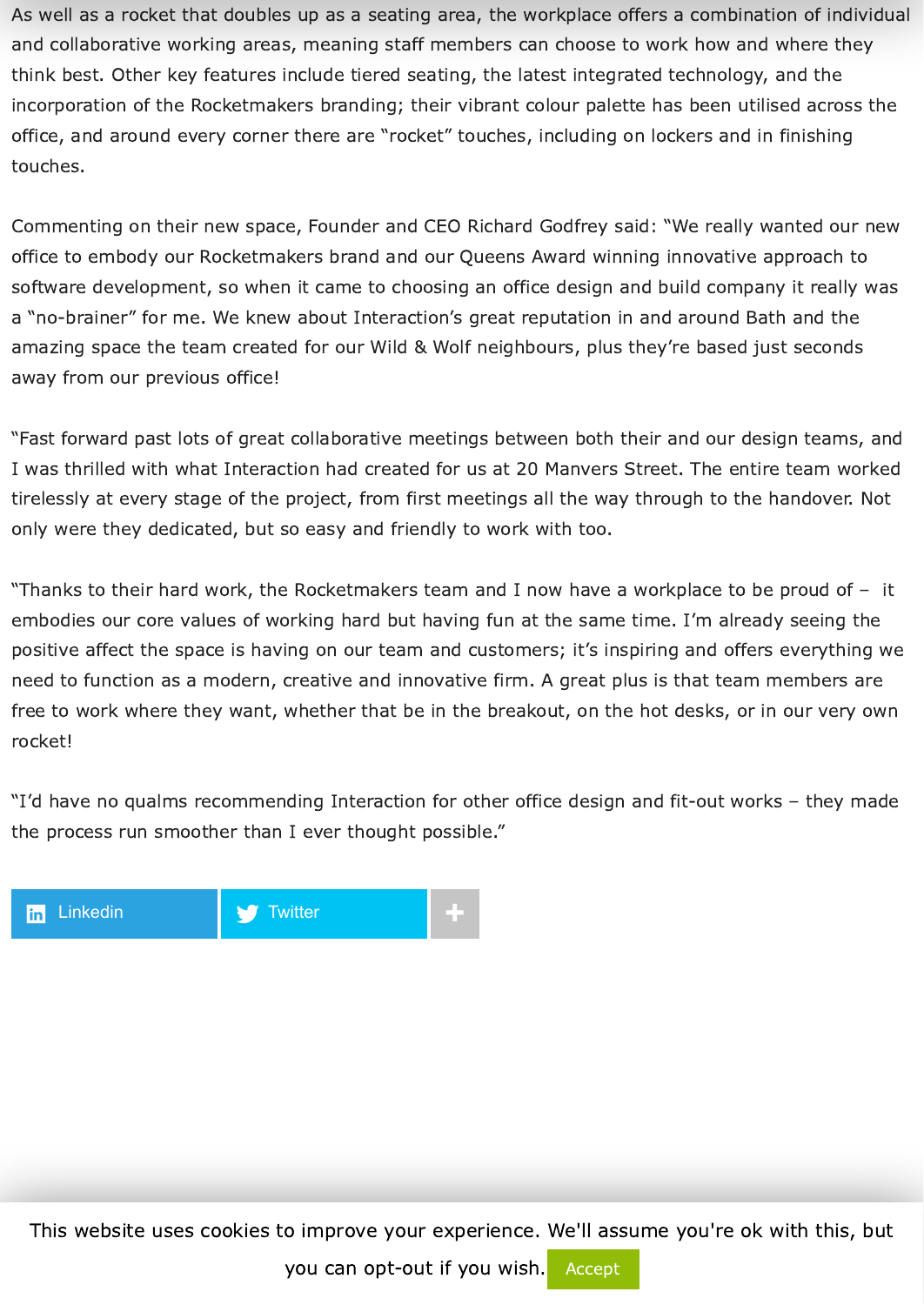As well as a rocket that doubles up as a seating area, the workplace offers a combination of individual and collaborative working areas, meaning staff members can choose to work how and where they think best. Other key features include tiered seating, the latest integrated technology, and the incorporation of the Rocketmakers branding; their vibrant colour palette has been utilised across the office, and around every corner there are "rocket" touches, including on lockers and in finishing touches.

Commenting on their new space, Founder and CEO Richard Godfrey said: "We really wanted our new office to embody our Rocketmakers brand and our Queens Award winning innovative approach to software development, so when it came to choosing an office design and build company it really was a "no-brainer" for me. We knew about Interaction's great reputation in and around Bath and the amazing space the team created for our Wild & Wolf neighbours, plus they're based just seconds away from our previous office!

"Fast forward past lots of great collaborative meetings between both their and our design teams, and I was thrilled with what Interaction had created for us at 20 Manvers Street. The entire team worked tirelessly at every stage of the project, from first meetings all the way through to the handover. Not only were they dedicated, but so easy and friendly to work with too.

"Thanks to their hard work, the Rocketmakers team and I now have a workplace to be proud of – it embodies our core values of working hard but having fun at the same time. I'm already seeing the positive affect the space is having on our team and customers; it's inspiring and offers everything we need to function as a modern, creative and innovative firm. A great plus is that team members are free to work where they want, whether that be in the breakout, on the hot desks, or in our very own rocket!

"I'd have no qualms recommending Interaction for other office design and fit-out works – they made the process run smoother than I ever thought possible."